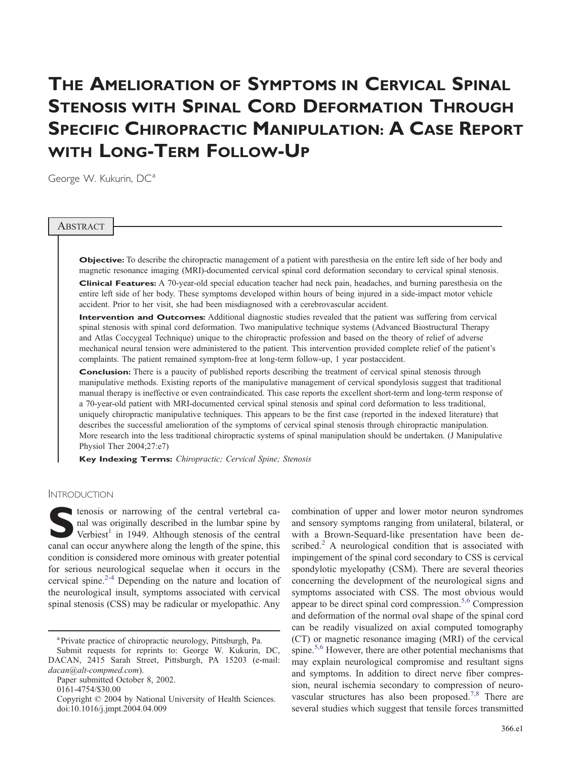# The Amelioration of Symptoms in Cervical Spinal Stenosis with Spinal Cord Deformation Through Specific Chiropractic Manipulation: A Case Report with Long-Term Follow-Up

George W. Kukurin, DC[a]

## Abstract

**Objective:** To describe the chiropractic management of a patient with paresthesia on the entire left side of her body and magnetic resonance imaging (MRI)-documented cervical spinal cord deformation secondary to cervical spinal stenosis.

**Clinical Features:** A 70-year-old special education teacher had neck pain, headaches, and burning paresthesia on the entire left side of her body. These symptoms developed within hours of being injured in a side-impact motor vehicle accident. Prior to her visit, she had been misdiagnosed with a cerebrovascular accident.

**Intervention and Outcomes:** Additional diagnostic studies revealed that the patient was suffering from cervical spinal stenosis with spinal cord deformation. Two manipulative technique systems (Advanced Biostructural Therapy and Atlas Coccygeal Technique) unique to the chiropractic profession and based on the theory of relief of adverse mechanical neural tension were administered to the patient. This intervention provided complete relief of the patient's complaints. The patient remained symptom-free at long-term follow-up, 1 year postaccident.

**Conclusion:** There is a paucity of published reports describing the treatment of cervical spinal stenosis through manipulative methods. Existing reports of the manipulative management of cervical spondylosis suggest that traditional manual therapy is ineffective or even contraindicated. This case reports the excellent short-term and long-term response of a 70-year-old patient with MRI-documented cervical spinal stenosis and spinal cord deformation to less traditional, uniquely chiropractic manipulative techniques. This appears to be the first case (reported in the indexed literature) that describes the successful amelioration of the symptoms of cervical spinal stenosis through chiropractic manipulation. More research into the less traditional chiropractic systems of spinal manipulation should be undertaken. (J Manipulative Physiol Ther 2004;27:e7)

**Key Indexing Terms:** *Chiropractic; Cervical Spine; Stenosis*

## Introduction

Stenosis or narrowing of the central vertebral canal was originally described in the lumbar spine by Verbiest[1] in 1949. Although stenosis of the central canal can occur anywhere along the length of the spine, this condition is considered more ominous with greater potential for serious neurological sequelae when it occurs in the cervical spine.[2-4] Depending on the nature and location of the neurological insult, symptoms associated with cervical spinal stenosis (CSS) may be radicular or myelopathic. Any combination of upper and lower motor neuron syndromes and sensory symptoms ranging from unilateral, bilateral, or with a Brown-Sequard-like presentation have been described.[2] A neurological condition that is associated with impingement of the spinal cord secondary to CSS is cervical spondylotic myelopathy (CSM). There are several theories concerning the development of the neurological signs and symptoms associated with CSS. The most obvious would appear to be direct spinal cord compression.[5,6] Compression and deformation of the normal oval shape of the spinal cord can be readily visualized on axial computed tomography (CT) or magnetic resonance imaging (MRI) of the cervical spine.[5,6] However, there are other potential mechanisms that may explain neurological compromise and resultant signs and symptoms. In addition to direct nerve fiber compression, neural ischemia secondary to compression of neurovascular structures has also been proposed.[7,8] There are several studies which suggest that tensile forces transmitted

[a] Private practice of chiropractic neurology, Pittsburgh, Pa.

Submit requests for reprints to: George W. Kukurin, DC, DACAN, 2415 Sarah Street, Pittsburgh, PA 15203 (e-mail: *dacan@alt-compmed.com*).

Paper submitted October 8, 2002.

0161-4754/$30.00

Copyright © 2004 by National University of Health Sciences.

doi:10.1016/j.jmpt.2004.04.009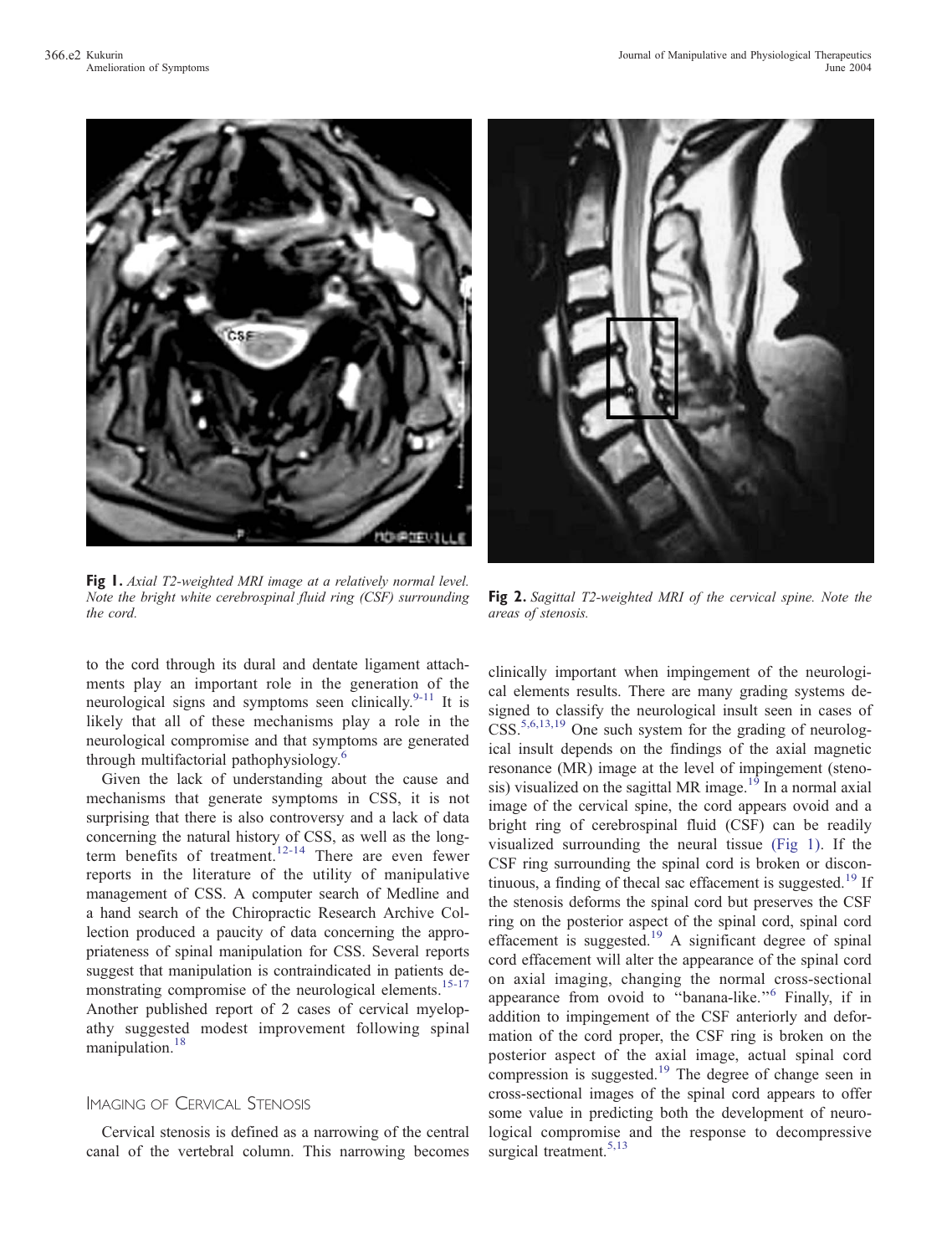Fig 1. *Axial T2-weighted MRI image at a relatively normal level. Note the bright white cerebrospinal fluid ring (CSF) surrounding the cord.*

Fig 2. *Sagittal T2-weighted MRI of the cervical spine. Note the areas of stenosis.*

to the cord through its dural and dentate ligament attachments play an important role in the generation of the neurological signs and symptoms seen clinically.[9-11] It is likely that all of these mechanisms play a role in the neurological compromise and that symptoms are generated through multifactorial pathophysiology.[6]

Given the lack of understanding about the cause and mechanisms that generate symptoms in CSS, it is not surprising that there is also controversy and a lack of data concerning the natural history of CSS, as well as the long-term benefits of treatment.[12-14] There are even fewer reports in the literature of the utility of manipulative management of CSS. A computer search of Medline and a hand search of the Chiropractic Research Archive Collection produced a paucity of data concerning the appropriateness of spinal manipulation for CSS. Several reports suggest that manipulation is contraindicated in patients demonstrating compromise of the neurological elements.[15-17] Another published report of 2 cases of cervical myelopathy suggested modest improvement following spinal manipulation.[18]

## Imaging of Cervical Stenosis

Cervical stenosis is defined as a narrowing of the central canal of the vertebral column. This narrowing becomes clinically important when impingement of the neurological elements results. There are many grading systems designed to classify the neurological insult seen in cases of CSS.[5,6,13,19] One such system for the grading of neurological insult depends on the findings of the axial magnetic resonance (MR) image at the level of impingement (stenosis) visualized on the sagittal MR image.[19] In a normal axial image of the cervical spine, the cord appears ovoid and a bright ring of cerebrospinal fluid (CSF) can be readily visualized surrounding the neural tissue (Fig 1). If the CSF ring surrounding the spinal cord is broken or discontinuous, a finding of thecal sac effacement is suggested.[19] If the stenosis deforms the spinal cord but preserves the CSF ring on the posterior aspect of the spinal cord, spinal cord effacement is suggested.[19] A significant degree of spinal cord effacement will alter the appearance of the spinal cord on axial imaging, changing the normal cross-sectional appearance from ovoid to "banana-like."[6] Finally, if in addition to impingement of the CSF anteriorly and deformation of the cord proper, the CSF ring is broken on the posterior aspect of the axial image, actual spinal cord compression is suggested.[19] The degree of change seen in cross-sectional images of the spinal cord appears to offer some value in predicting both the development of neurological compromise and the response to decompressive surgical treatment.[5,13]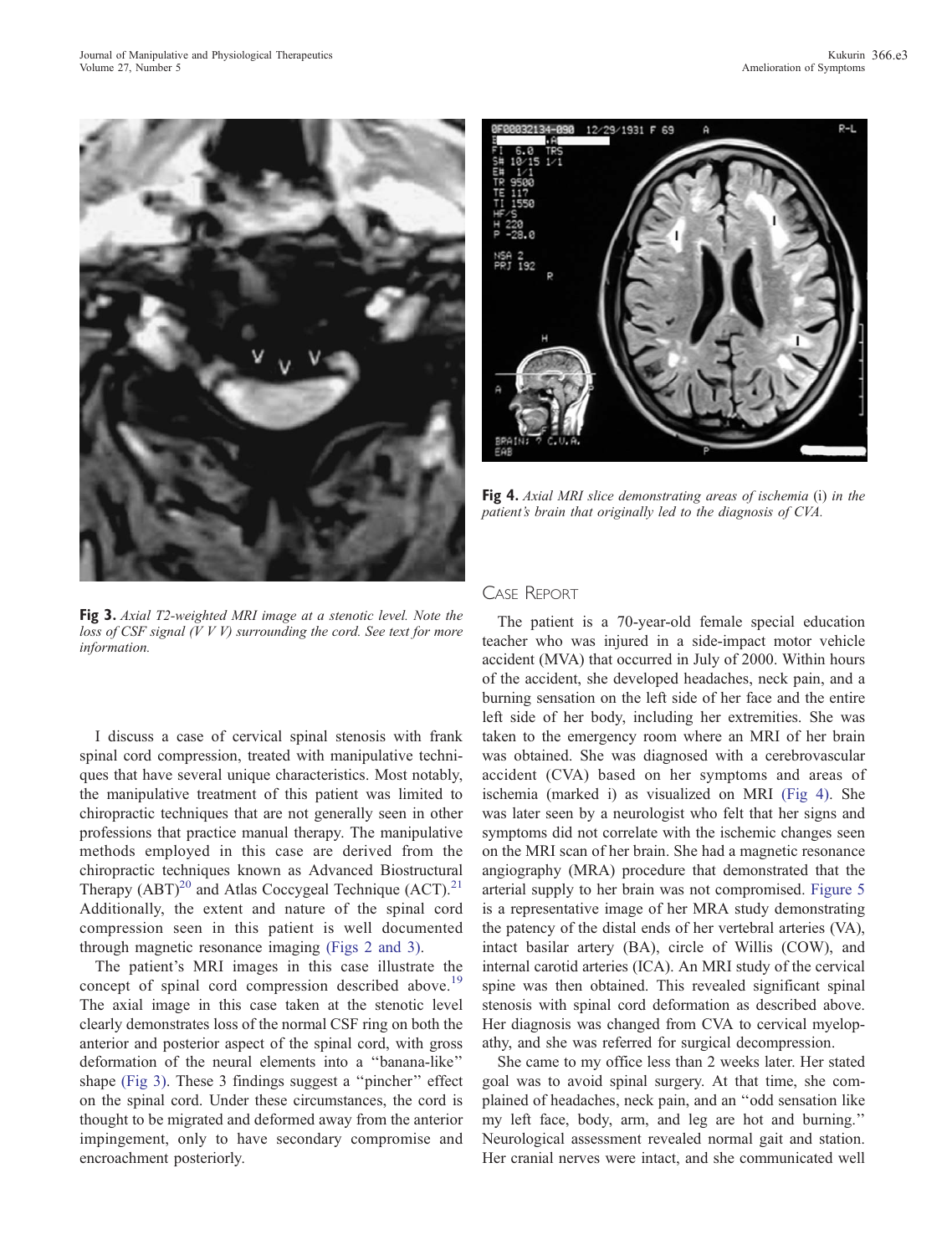Fig 3. *Axial T2-weighted MRI image at a stenotic level. Note the loss of CSF signal (V V V) surrounding the cord. See text for more information.*

Fig 4. *Axial MRI slice demonstrating areas of ischemia* (i) *in the patient's brain that originally led to the diagnosis of CVA.*

I discuss a case of cervical spinal stenosis with frank spinal cord compression, treated with manipulative techniques that have several unique characteristics. Most notably, the manipulative treatment of this patient was limited to chiropractic techniques that are not generally seen in other professions that practice manual therapy. The manipulative methods employed in this case are derived from the chiropractic techniques known as Advanced Biostructural Therapy (ABT)[20] and Atlas Coccygeal Technique (ACT).[21] Additionally, the extent and nature of the spinal cord compression seen in this patient is well documented through magnetic resonance imaging (Figs 2 and 3).

The patient's MRI images in this case illustrate the concept of spinal cord compression described above.[19] The axial image in this case taken at the stenotic level clearly demonstrates loss of the normal CSF ring on both the anterior and posterior aspect of the spinal cord, with gross deformation of the neural elements into a ''banana-like'' shape (Fig 3). These 3 findings suggest a ''pincher'' effect on the spinal cord. Under these circumstances, the cord is thought to be migrated and deformed away from the anterior impingement, only to have secondary compromise and encroachment posteriorly.

## Case Report

The patient is a 70-year-old female special education teacher who was injured in a side-impact motor vehicle accident (MVA) that occurred in July of 2000. Within hours of the accident, she developed headaches, neck pain, and a burning sensation on the left side of her face and the entire left side of her body, including her extremities. She was taken to the emergency room where an MRI of her brain was obtained. She was diagnosed with a cerebrovascular accident (CVA) based on her symptoms and areas of ischemia (marked i) as visualized on MRI (Fig 4). She was later seen by a neurologist who felt that her signs and symptoms did not correlate with the ischemic changes seen on the MRI scan of her brain. She had a magnetic resonance angiography (MRA) procedure that demonstrated that the arterial supply to her brain was not compromised. Figure 5 is a representative image of her MRA study demonstrating the patency of the distal ends of her vertebral arteries (VA), intact basilar artery (BA), circle of Willis (COW), and internal carotid arteries (ICA). An MRI study of the cervical spine was then obtained. This revealed significant spinal stenosis with spinal cord deformation as described above. Her diagnosis was changed from CVA to cervical myelopathy, and she was referred for surgical decompression.

She came to my office less than 2 weeks later. Her stated goal was to avoid spinal surgery. At that time, she complained of headaches, neck pain, and an ''odd sensation like my left face, body, arm, and leg are hot and burning.'' Neurological assessment revealed normal gait and station. Her cranial nerves were intact, and she communicated well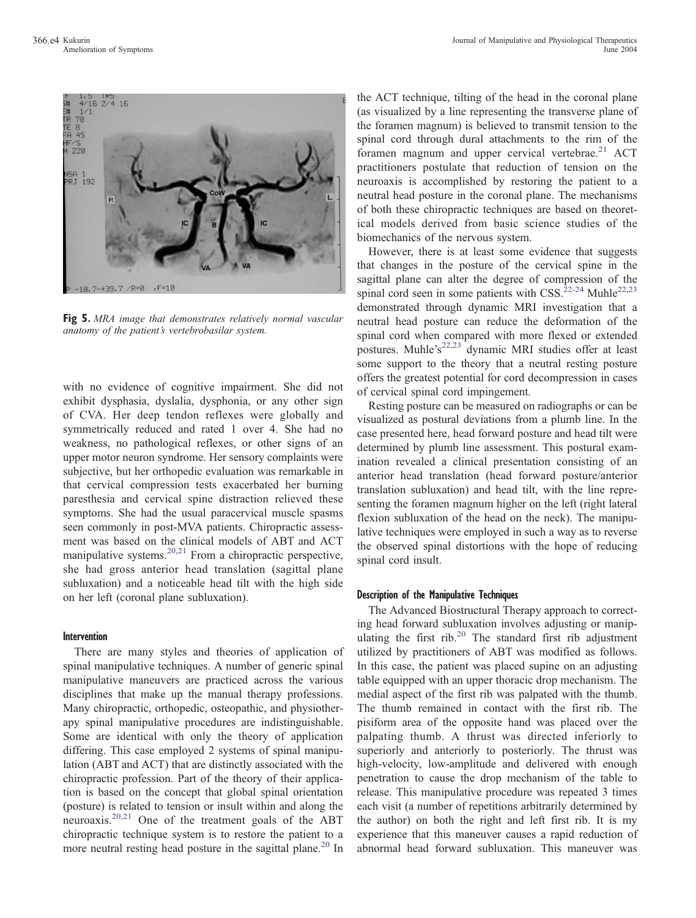Fig 5. *MRA image that demonstrates relatively normal vascular anatomy of the patient's vertebrobasilar system.*

with no evidence of cognitive impairment. She did not exhibit dysphasia, dyslalia, dysphonia, or any other sign of CVA. Her deep tendon reflexes were globally and symmetrically reduced and rated 1 over 4. She had no weakness, no pathological reflexes, or other signs of an upper motor neuron syndrome. Her sensory complaints were subjective, but her orthopedic evaluation was remarkable in that cervical compression tests exacerbated her burning paresthesia and cervical spine distraction relieved these symptoms. She had the usual paracervical muscle spasms seen commonly in post-MVA patients. Chiropractic assessment was based on the clinical models of ABT and ACT manipulative systems.[20,21] From a chiropractic perspective, she had gross anterior head translation (sagittal plane subluxation) and a noticeable head tilt with the high side on her left (coronal plane subluxation).

### Intervention

There are many styles and theories of application of spinal manipulative techniques. A number of generic spinal manipulative maneuvers are practiced across the various disciplines that make up the manual therapy professions. Many chiropractic, orthopedic, osteopathic, and physiotherapy spinal manipulative procedures are indistinguishable. Some are identical with only the theory of application differing. This case employed 2 systems of spinal manipulation (ABT and ACT) that are distinctly associated with the chiropractic profession. Part of the theory of their application is based on the concept that global spinal orientation (posture) is related to tension or insult within and along the neuroaxis.[20,21] One of the treatment goals of the ABT chiropractic technique system is to restore the patient to a more neutral resting head posture in the sagittal plane.[20] In the ACT technique, tilting of the head in the coronal plane (as visualized by a line representing the transverse plane of the foramen magnum) is believed to transmit tension to the spinal cord through dural attachments to the rim of the foramen magnum and upper cervical vertebrae.[21] ACT practitioners postulate that reduction of tension on the neuroaxis is accomplished by restoring the patient to a neutral head posture in the coronal plane. The mechanisms of both these chiropractic techniques are based on theoretical models derived from basic science studies of the biomechanics of the nervous system.

However, there is at least some evidence that suggests that changes in the posture of the cervical spine in the sagittal plane can alter the degree of compression of the spinal cord seen in some patients with CSS.[22-24] Muhle[22,23] demonstrated through dynamic MRI investigation that a neutral head posture can reduce the deformation of the spinal cord when compared with more flexed or extended postures. Muhle's[22,23] dynamic MRI studies offer at least some support to the theory that a neutral resting posture offers the greatest potential for cord decompression in cases of cervical spinal cord impingement.

Resting posture can be measured on radiographs or can be visualized as postural deviations from a plumb line. In the case presented here, head forward posture and head tilt were determined by plumb line assessment. This postural examination revealed a clinical presentation consisting of an anterior head translation (head forward posture/anterior translation subluxation) and head tilt, with the line representing the foramen magnum higher on the left (right lateral flexion subluxation of the head on the neck). The manipulative techniques were employed in such a way as to reverse the observed spinal distortions with the hope of reducing spinal cord insult.

### Description of the Manipulative Techniques

The Advanced Biostructural Therapy approach to correcting head forward subluxation involves adjusting or manipulating the first rib.[20] The standard first rib adjustment utilized by practitioners of ABT was modified as follows. In this case, the patient was placed supine on an adjusting table equipped with an upper thoracic drop mechanism. The medial aspect of the first rib was palpated with the thumb. The thumb remained in contact with the first rib. The pisiform area of the opposite hand was placed over the palpating thumb. A thrust was directed inferiorly to superiorly and anteriorly to posteriorly. The thrust was high-velocity, low-amplitude and delivered with enough penetration to cause the drop mechanism of the table to release. This manipulative procedure was repeated 3 times each visit (a number of repetitions arbitrarily determined by the author) on both the right and left first rib. It is my experience that this maneuver causes a rapid reduction of abnormal head forward subluxation. This maneuver was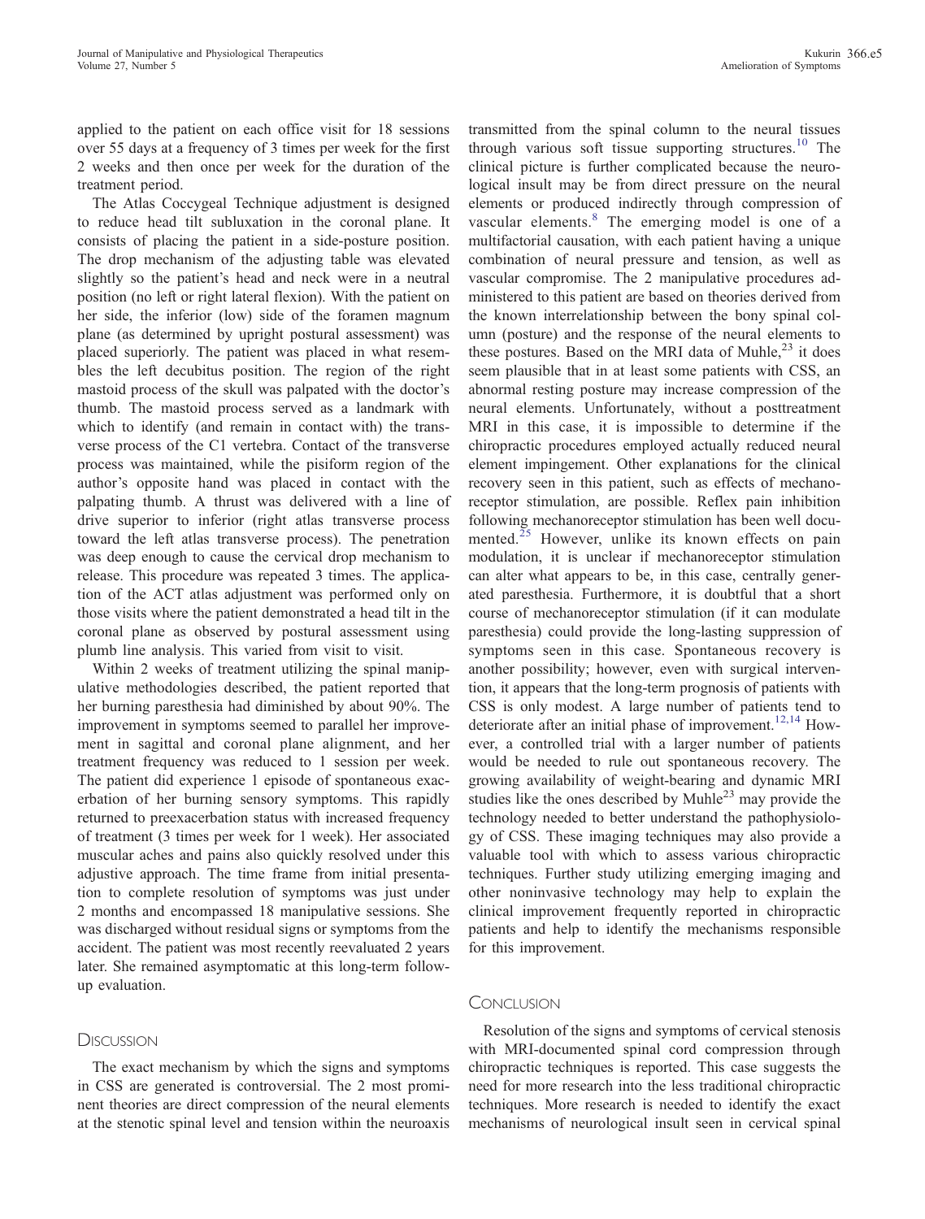applied to the patient on each office visit for 18 sessions over 55 days at a frequency of 3 times per week for the first 2 weeks and then once per week for the duration of the treatment period.

The Atlas Coccygeal Technique adjustment is designed to reduce head tilt subluxation in the coronal plane. It consists of placing the patient in a side-posture position. The drop mechanism of the adjusting table was elevated slightly so the patient's head and neck were in a neutral position (no left or right lateral flexion). With the patient on her side, the inferior (low) side of the foramen magnum plane (as determined by upright postural assessment) was placed superiorly. The patient was placed in what resembles the left decubitus position. The region of the right mastoid process of the skull was palpated with the doctor's thumb. The mastoid process served as a landmark with which to identify (and remain in contact with) the transverse process of the C1 vertebra. Contact of the transverse process was maintained, while the pisiform region of the author's opposite hand was placed in contact with the palpating thumb. A thrust was delivered with a line of drive superior to inferior (right atlas transverse process toward the left atlas transverse process). The penetration was deep enough to cause the cervical drop mechanism to release. This procedure was repeated 3 times. The application of the ACT atlas adjustment was performed only on those visits where the patient demonstrated a head tilt in the coronal plane as observed by postural assessment using plumb line analysis. This varied from visit to visit.

Within 2 weeks of treatment utilizing the spinal manipulative methodologies described, the patient reported that her burning paresthesia had diminished by about 90%. The improvement in symptoms seemed to parallel her improvement in sagittal and coronal plane alignment, and her treatment frequency was reduced to 1 session per week. The patient did experience 1 episode of spontaneous exacerbation of her burning sensory symptoms. This rapidly returned to preexacerbation status with increased frequency of treatment (3 times per week for 1 week). Her associated muscular aches and pains also quickly resolved under this adjustive approach. The time frame from initial presentation to complete resolution of symptoms was just under 2 months and encompassed 18 manipulative sessions. She was discharged without residual signs or symptoms from the accident. The patient was most recently reevaluated 2 years later. She remained asymptomatic at this long-term follow-up evaluation.

## Discussion

The exact mechanism by which the signs and symptoms in CSS are generated is controversial. The 2 most prominent theories are direct compression of the neural elements at the stenotic spinal level and tension within the neuroaxis transmitted from the spinal column to the neural tissues through various soft tissue supporting structures.[10] The clinical picture is further complicated because the neurological insult may be from direct pressure on the neural elements or produced indirectly through compression of vascular elements.[8] The emerging model is one of a multifactorial causation, with each patient having a unique combination of neural pressure and tension, as well as vascular compromise. The 2 manipulative procedures administered to this patient are based on theories derived from the known interrelationship between the bony spinal column (posture) and the response of the neural elements to these postures. Based on the MRI data of Muhle,[23] it does seem plausible that in at least some patients with CSS, an abnormal resting posture may increase compression of the neural elements. Unfortunately, without a posttreatment MRI in this case, it is impossible to determine if the chiropractic procedures employed actually reduced neural element impingement. Other explanations for the clinical recovery seen in this patient, such as effects of mechanoreceptor stimulation, are possible. Reflex pain inhibition following mechanoreceptor stimulation has been well documented.[25] However, unlike its known effects on pain modulation, it is unclear if mechanoreceptor stimulation can alter what appears to be, in this case, centrally generated paresthesia. Furthermore, it is doubtful that a short course of mechanoreceptor stimulation (if it can modulate paresthesia) could provide the long-lasting suppression of symptoms seen in this case. Spontaneous recovery is another possibility; however, even with surgical intervention, it appears that the long-term prognosis of patients with CSS is only modest. A large number of patients tend to deteriorate after an initial phase of improvement.[12,14] However, a controlled trial with a larger number of patients would be needed to rule out spontaneous recovery. The growing availability of weight-bearing and dynamic MRI studies like the ones described by Muhle[23] may provide the technology needed to better understand the pathophysiology of CSS. These imaging techniques may also provide a valuable tool with which to assess various chiropractic techniques. Further study utilizing emerging imaging and other noninvasive technology may help to explain the clinical improvement frequently reported in chiropractic patients and help to identify the mechanisms responsible for this improvement.

## Conclusion

Resolution of the signs and symptoms of cervical stenosis with MRI-documented spinal cord compression through chiropractic techniques is reported. This case suggests the need for more research into the less traditional chiropractic techniques. More research is needed to identify the exact mechanisms of neurological insult seen in cervical spinal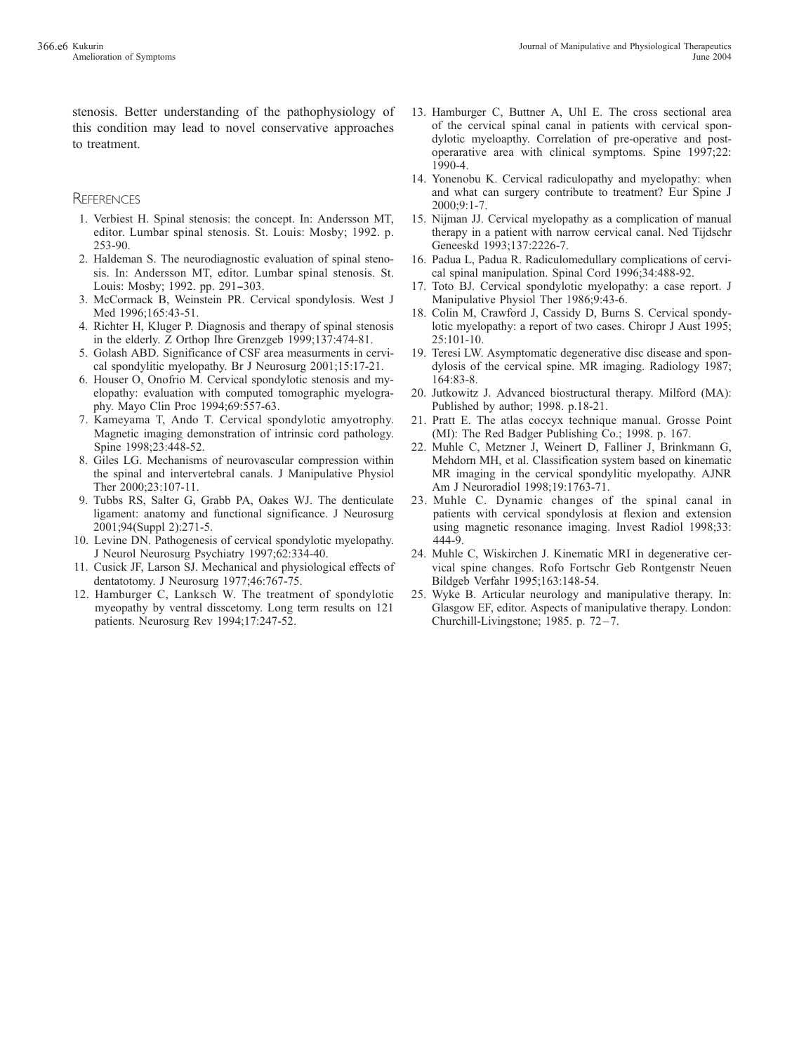stenosis. Better understanding of the pathophysiology of this condition may lead to novel conservative approaches to treatment.

## References

1. Verbiest H. Spinal stenosis: the concept. In: Andersson MT, editor. Lumbar spinal stenosis. St. Louis: Mosby; 1992. p. 253-90.
2. Haldeman S. The neurodiagnostic evaluation of spinal stenosis. In: Andersson MT, editor. Lumbar spinal stenosis. St. Louis: Mosby; 1992. pp. 291–303.
3. McCormack B, Weinstein PR. Cervical spondylosis. West J Med 1996;165:43-51.
4. Richter H, Kluger P. Diagnosis and therapy of spinal stenosis in the elderly. Z Orthop Ihre Grenzgeb 1999;137:474-81.
5. Golash ABD. Significance of CSF area measurments in cervical spondylitic myelopathy. Br J Neurosurg 2001;15:17-21.
6. Houser O, Onofrio M. Cervical spondylotic stenosis and myelopathy: evaluation with computed tomographic myelography. Mayo Clin Proc 1994;69:557-63.
7. Kameyama T, Ando T. Cervical spondylotic amyotrophy. Magnetic imaging demonstration of intrinsic cord pathology. Spine 1998;23:448-52.
8. Giles LG. Mechanisms of neurovascular compression within the spinal and intervertebral canals. J Manipulative Physiol Ther 2000;23:107-11.
9. Tubbs RS, Salter G, Grabb PA, Oakes WJ. The denticulate ligament: anatomy and functional significance. J Neurosurg 2001;94(Suppl 2):271-5.
10. Levine DN. Pathogenesis of cervical spondylotic myelopathy. J Neurol Neurosurg Psychiatry 1997;62:334-40.
11. Cusick JF, Larson SJ. Mechanical and physiological effects of dentatotomy. J Neurosurg 1977;46:767-75.
12. Hamburger C, Lanksch W. The treatment of spondylotic myeopathy by ventral disscetomy. Long term results on 121 patients. Neurosurg Rev 1994;17:247-52.
13. Hamburger C, Buttner A, Uhl E. The cross sectional area of the cervical spinal canal in patients with cervical spondylotic myeloapthy. Correlation of pre-operative and post-opera­rative area with clinical symptoms. Spine 1997;22: 1990-4.
14. Yonenobu K. Cervical radiculopathy and myelopathy: when and what can surgery contribute to treatment? Eur Spine J 2000;9:1-7.
15. Nijman JJ. Cervical myelopathy as a complication of manual therapy in a patient with narrow cervical canal. Ned Tijdschr Geneeskd 1993;137:2226-7.
16. Padua L, Padua R. Radiculomedullary complications of cervical spinal manipulation. Spinal Cord 1996;34:488-92.
17. Toto BJ. Cervical spondylotic myelopathy: a case report. J Manipulative Physiol Ther 1986;9:43-6.
18. Colin M, Crawford J, Cassidy D, Burns S. Cervical spondylotic myelopathy: a report of two cases. Chiropr J Aust 1995; 25:101-10.
19. Teresi LW. Asymptomatic degenerative disc disease and spondylosis of the cervical spine. MR imaging. Radiology 1987; 164:83-8.
20. Jutkowitz J. Advanced biostructural therapy. Milford (MA): Published by author; 1998. p.18-21.
21. Pratt E. The atlas coccyx technique manual. Grosse Point (MI): The Red Badger Publishing Co.; 1998. p. 167.
22. Muhle C, Metzner J, Weinert D, Falliner J, Brinkmann G, Mehdorn MH, et al. Classification system based on kinematic MR imaging in the cervical spondylitic myelopathy. AJNR Am J Neuroradiol 1998;19:1763-71.
23. Muhle C. Dynamic changes of the spinal canal in patients with cervical spondylosis at flexion and extension using magnetic resonance imaging. Invest Radiol 1998;33: 444-9.
24. Muhle C, Wiskirchen J. Kinematic MRI in degenerative cervical spine changes. Rofo Fortschr Geb Rontgenstr Neuen Bildgeb Verfahr 1995;163:148-54.
25. Wyke B. Articular neurology and manipulative therapy. In: Glasgow EF, editor. Aspects of manipulative therapy. London: Churchill-Livingstone; 1985. p. 72–7.